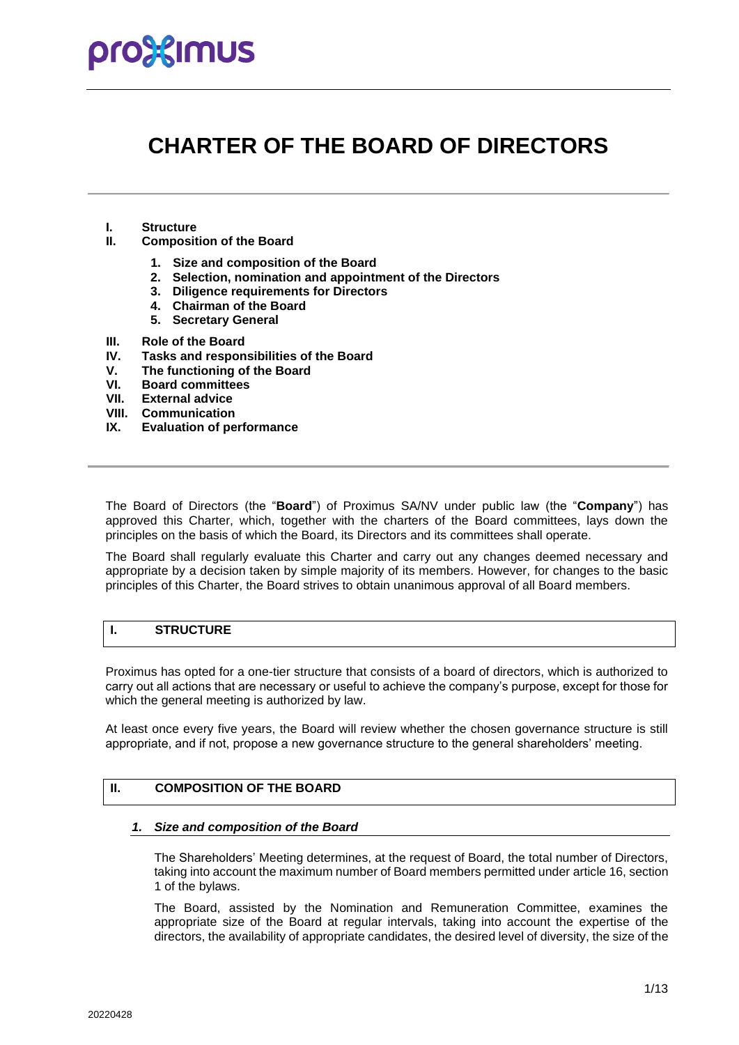# CHARTER OF THE BOARD OF DIRECTORS

- **I. Structure**
- **II. Composition of the Board**
  1. **Size and composition of the Board**
  2. **Selection, nomination and appointment of the Directors**
  3. **Diligence requirements for Directors**
  4. **Chairman of the Board**
  5. **Secretary General**
- **III. Role of the Board**
- **IV. Tasks and responsibilities of the Board**
- **V. The functioning of the Board**
- **VI. Board committees**
- **VII. External advice**
- **VIII. Communication**
- **IX. Evaluation of performance**

The Board of Directors (the "**Board**") of Proximus SA/NV under public law (the "**Company**") has approved this Charter, which, together with the charters of the Board committees, lays down the principles on the basis of which the Board, its Directors and its committees shall operate.

The Board shall regularly evaluate this Charter and carry out any changes deemed necessary and appropriate by a decision taken by simple majority of its members. However, for changes to the basic principles of this Charter, the Board strives to obtain unanimous approval of all Board members.

## I. STRUCTURE

Proximus has opted for a one-tier structure that consists of a board of directors, which is authorized to carry out all actions that are necessary or useful to achieve the company's purpose, except for those for which the general meeting is authorized by law.

At least once every five years, the Board will review whether the chosen governance structure is still appropriate, and if not, propose a new governance structure to the general shareholders' meeting.

## II. COMPOSITION OF THE BOARD

### *1. Size and composition of the Board*

The Shareholders' Meeting determines, at the request of Board, the total number of Directors, taking into account the maximum number of Board members permitted under article 16, section 1 of the bylaws.

The Board, assisted by the Nomination and Remuneration Committee, examines the appropriate size of the Board at regular intervals, taking into account the expertise of the directors, the availability of appropriate candidates, the desired level of diversity, the size of the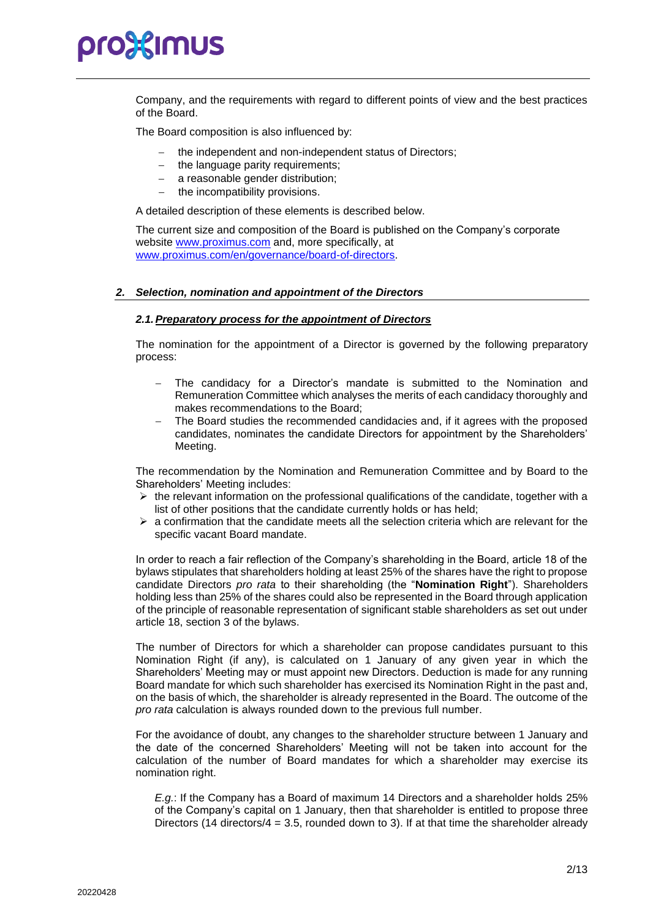Company, and the requirements with regard to different points of view and the best practices of the Board.

The Board composition is also influenced by:

- the independent and non-independent status of Directors;
- the language parity requirements;
- a reasonable gender distribution;
- the incompatibility provisions.

A detailed description of these elements is described below.

The current size and composition of the Board is published on the Company's corporate website www.proximus.com and, more specifically, at www.proximus.com/en/governance/board-of-directors.

## *2. Selection, nomination and appointment of the Directors*

### *2.1. Preparatory process for the appointment of Directors*

The nomination for the appointment of a Director is governed by the following preparatory process:

- The candidacy for a Director's mandate is submitted to the Nomination and Remuneration Committee which analyses the merits of each candidacy thoroughly and makes recommendations to the Board;
- The Board studies the recommended candidacies and, if it agrees with the proposed candidates, nominates the candidate Directors for appointment by the Shareholders' Meeting.

The recommendation by the Nomination and Remuneration Committee and by Board to the Shareholders' Meeting includes:

- the relevant information on the professional qualifications of the candidate, together with a list of other positions that the candidate currently holds or has held;
- a confirmation that the candidate meets all the selection criteria which are relevant for the specific vacant Board mandate.

In order to reach a fair reflection of the Company's shareholding in the Board, article 18 of the bylaws stipulates that shareholders holding at least 25% of the shares have the right to propose candidate Directors *pro rata* to their shareholding (the "**Nomination Right**"). Shareholders holding less than 25% of the shares could also be represented in the Board through application of the principle of reasonable representation of significant stable shareholders as set out under article 18, section 3 of the bylaws.

The number of Directors for which a shareholder can propose candidates pursuant to this Nomination Right (if any), is calculated on 1 January of any given year in which the Shareholders' Meeting may or must appoint new Directors. Deduction is made for any running Board mandate for which such shareholder has exercised its Nomination Right in the past and, on the basis of which, the shareholder is already represented in the Board. The outcome of the *pro rata* calculation is always rounded down to the previous full number.

For the avoidance of doubt, any changes to the shareholder structure between 1 January and the date of the concerned Shareholders' Meeting will not be taken into account for the calculation of the number of Board mandates for which a shareholder may exercise its nomination right.

*E.g.*: If the Company has a Board of maximum 14 Directors and a shareholder holds 25% of the Company's capital on 1 January, then that shareholder is entitled to propose three Directors (14 directors/4 = 3.5, rounded down to 3). If at that time the shareholder already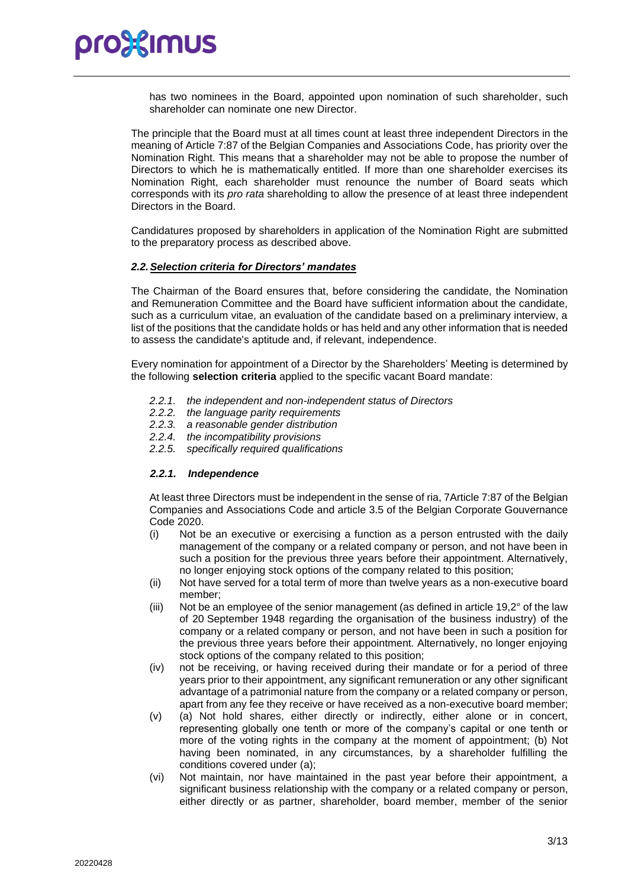has two nominees in the Board, appointed upon nomination of such shareholder, such shareholder can nominate one new Director.

The principle that the Board must at all times count at least three independent Directors in the meaning of Article 7:87 of the Belgian Companies and Associations Code, has priority over the Nomination Right. This means that a shareholder may not be able to propose the number of Directors to which he is mathematically entitled. If more than one shareholder exercises its Nomination Right, each shareholder must renounce the number of Board seats which corresponds with its *pro rata* shareholding to allow the presence of at least three independent Directors in the Board.

Candidatures proposed by shareholders in application of the Nomination Right are submitted to the preparatory process as described above.

### *2.2. Selection criteria for Directors' mandates*

The Chairman of the Board ensures that, before considering the candidate, the Nomination and Remuneration Committee and the Board have sufficient information about the candidate, such as a curriculum vitae, an evaluation of the candidate based on a preliminary interview, a list of the positions that the candidate holds or has held and any other information that is needed to assess the candidate's aptitude and, if relevant, independence.

Every nomination for appointment of a Director by the Shareholders' Meeting is determined by the following **selection criteria** applied to the specific vacant Board mandate:

- *2.2.1. the independent and non-independent status of Directors*
- *2.2.2. the language parity requirements*
- *2.2.3. a reasonable gender distribution*
- *2.2.4. the incompatibility provisions*
- *2.2.5. specifically required qualifications*

#### *2.2.1. Independence*

At least three Directors must be independent in the sense of ria, 7Article 7:87 of the Belgian Companies and Associations Code and article 3.5 of the Belgian Corporate Gouvernance Code 2020.

- (i) Not be an executive or exercising a function as a person entrusted with the daily management of the company or a related company or person, and not have been in such a position for the previous three years before their appointment. Alternatively, no longer enjoying stock options of the company related to this position;
- (ii) Not have served for a total term of more than twelve years as a non-executive board member;
- (iii) Not be an employee of the senior management (as defined in article 19,2° of the law of 20 September 1948 regarding the organisation of the business industry) of the company or a related company or person, and not have been in such a position for the previous three years before their appointment. Alternatively, no longer enjoying stock options of the company related to this position;
- (iv) not be receiving, or having received during their mandate or for a period of three years prior to their appointment, any significant remuneration or any other significant advantage of a patrimonial nature from the company or a related company or person, apart from any fee they receive or have received as a non-executive board member;
- (v) (a) Not hold shares, either directly or indirectly, either alone or in concert, representing globally one tenth or more of the company's capital or one tenth or more of the voting rights in the company at the moment of appointment; (b) Not having been nominated, in any circumstances, by a shareholder fulfilling the conditions covered under (a);
- (vi) Not maintain, nor have maintained in the past year before their appointment, a significant business relationship with the company or a related company or person, either directly or as partner, shareholder, board member, member of the senior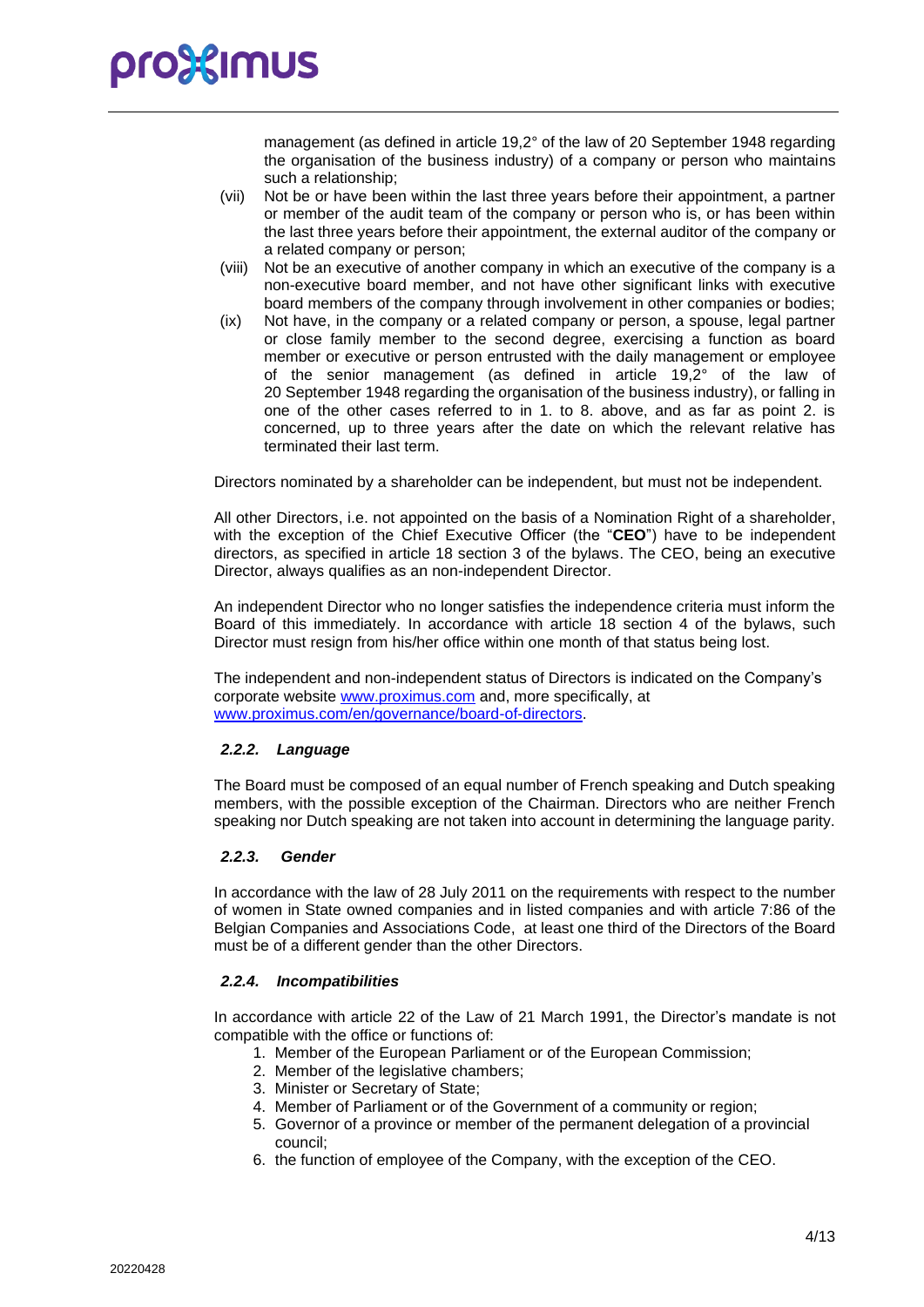management (as defined in article 19,2° of the law of 20 September 1948 regarding the organisation of the business industry) of a company or person who maintains such a relationship;

(vii) Not be or have been within the last three years before their appointment, a partner or member of the audit team of the company or person who is, or has been within the last three years before their appointment, the external auditor of the company or a related company or person;

(viii) Not be an executive of another company in which an executive of the company is a non-executive board member, and not have other significant links with executive board members of the company through involvement in other companies or bodies;

(ix) Not have, in the company or a related company or person, a spouse, legal partner or close family member to the second degree, exercising a function as board member or executive or person entrusted with the daily management or employee of the senior management (as defined in article 19,2° of the law of 20 September 1948 regarding the organisation of the business industry), or falling in one of the other cases referred to in 1. to 8. above, and as far as point 2. is concerned, up to three years after the date on which the relevant relative has terminated their last term.

Directors nominated by a shareholder can be independent, but must not be independent.

All other Directors, i.e. not appointed on the basis of a Nomination Right of a shareholder, with the exception of the Chief Executive Officer (the "**CEO**") have to be independent directors, as specified in article 18 section 3 of the bylaws. The CEO, being an executive Director, always qualifies as an non-independent Director.

An independent Director who no longer satisfies the independence criteria must inform the Board of this immediately. In accordance with article 18 section 4 of the bylaws, such Director must resign from his/her office within one month of that status being lost.

The independent and non-independent status of Directors is indicated on the Company's corporate website www.proximus.com and, more specifically, at www.proximus.com/en/governance/board-of-directors.

### *2.2.2. Language*

The Board must be composed of an equal number of French speaking and Dutch speaking members, with the possible exception of the Chairman. Directors who are neither French speaking nor Dutch speaking are not taken into account in determining the language parity.

### *2.2.3. Gender*

In accordance with the law of 28 July 2011 on the requirements with respect to the number of women in State owned companies and in listed companies and with article 7:86 of the Belgian Companies and Associations Code, at least one third of the Directors of the Board must be of a different gender than the other Directors.

### *2.2.4. Incompatibilities*

In accordance with article 22 of the Law of 21 March 1991, the Director's mandate is not compatible with the office or functions of:

1. Member of the European Parliament or of the European Commission;
2. Member of the legislative chambers;
3. Minister or Secretary of State;
4. Member of Parliament or of the Government of a community or region;
5. Governor of a province or member of the permanent delegation of a provincial council;
6. the function of employee of the Company, with the exception of the CEO.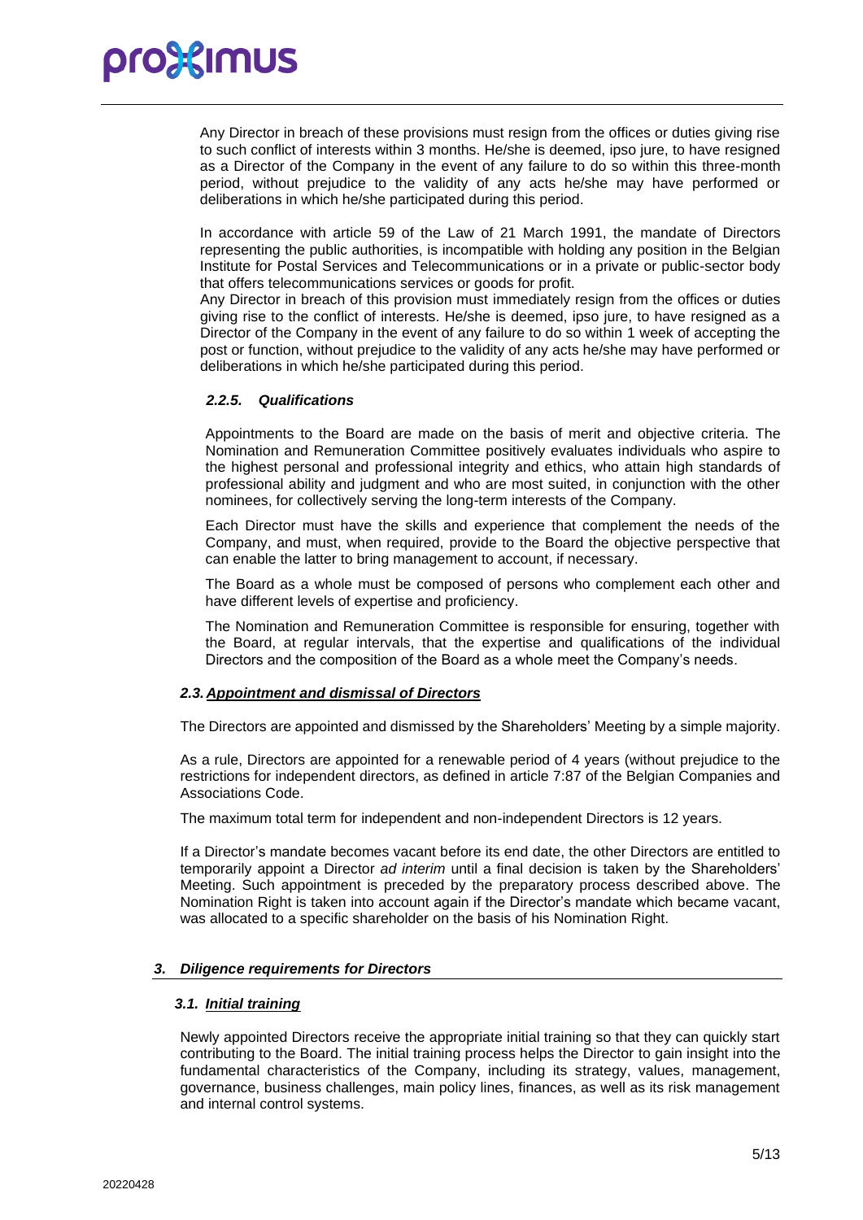Any Director in breach of these provisions must resign from the offices or duties giving rise to such conflict of interests within 3 months. He/she is deemed, ipso jure, to have resigned as a Director of the Company in the event of any failure to do so within this three-month period, without prejudice to the validity of any acts he/she may have performed or deliberations in which he/she participated during this period.

In accordance with article 59 of the Law of 21 March 1991, the mandate of Directors representing the public authorities, is incompatible with holding any position in the Belgian Institute for Postal Services and Telecommunications or in a private or public-sector body that offers telecommunications services or goods for profit.

Any Director in breach of this provision must immediately resign from the offices or duties giving rise to the conflict of interests. He/she is deemed, ipso jure, to have resigned as a Director of the Company in the event of any failure to do so within 1 week of accepting the post or function, without prejudice to the validity of any acts he/she may have performed or deliberations in which he/she participated during this period.

#### *2.2.5. Qualifications*

Appointments to the Board are made on the basis of merit and objective criteria. The Nomination and Remuneration Committee positively evaluates individuals who aspire to the highest personal and professional integrity and ethics, who attain high standards of professional ability and judgment and who are most suited, in conjunction with the other nominees, for collectively serving the long-term interests of the Company.

Each Director must have the skills and experience that complement the needs of the Company, and must, when required, provide to the Board the objective perspective that can enable the latter to bring management to account, if necessary.

The Board as a whole must be composed of persons who complement each other and have different levels of expertise and proficiency.

The Nomination and Remuneration Committee is responsible for ensuring, together with the Board, at regular intervals, that the expertise and qualifications of the individual Directors and the composition of the Board as a whole meet the Company's needs.

### *2.3. <u>Appointment and dismissal of Directors</u>*

The Directors are appointed and dismissed by the Shareholders' Meeting by a simple majority.

As a rule, Directors are appointed for a renewable period of 4 years (without prejudice to the restrictions for independent directors, as defined in article 7:87 of the Belgian Companies and Associations Code.

The maximum total term for independent and non-independent Directors is 12 years.

If a Director's mandate becomes vacant before its end date, the other Directors are entitled to temporarily appoint a Director *ad interim* until a final decision is taken by the Shareholders' Meeting. Such appointment is preceded by the preparatory process described above. The Nomination Right is taken into account again if the Director's mandate which became vacant, was allocated to a specific shareholder on the basis of his Nomination Right.

## *3. Diligence requirements for Directors*

### *3.1. <u>Initial training</u>*

Newly appointed Directors receive the appropriate initial training so that they can quickly start contributing to the Board. The initial training process helps the Director to gain insight into the fundamental characteristics of the Company, including its strategy, values, management, governance, business challenges, main policy lines, finances, as well as its risk management and internal control systems.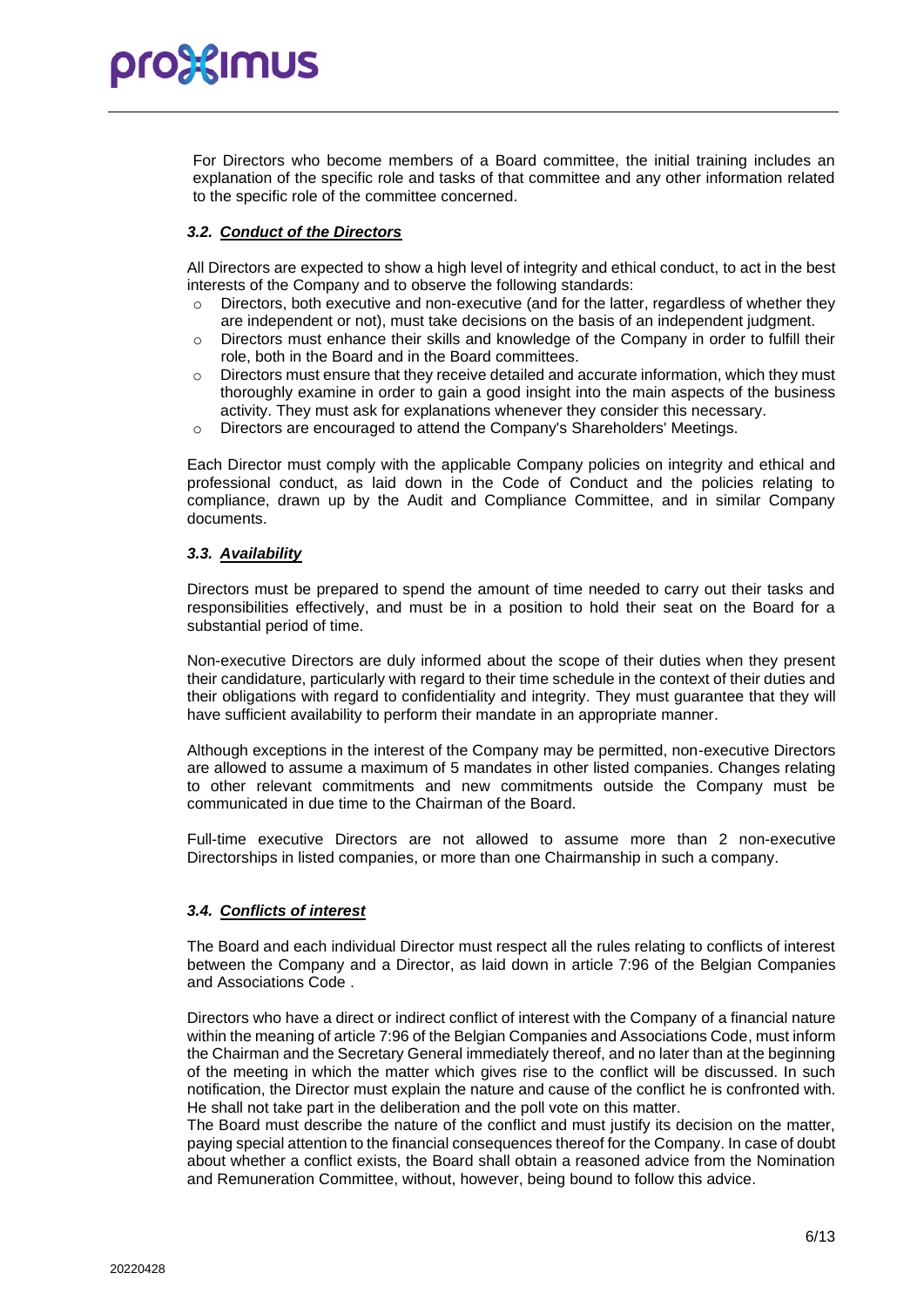For Directors who become members of a Board committee, the initial training includes an explanation of the specific role and tasks of that committee and any other information related to the specific role of the committee concerned.

### *3.2. Conduct of the Directors*

All Directors are expected to show a high level of integrity and ethical conduct, to act in the best interests of the Company and to observe the following standards:

- Directors, both executive and non-executive (and for the latter, regardless of whether they are independent or not), must take decisions on the basis of an independent judgment.
- Directors must enhance their skills and knowledge of the Company in order to fulfill their role, both in the Board and in the Board committees.
- Directors must ensure that they receive detailed and accurate information, which they must thoroughly examine in order to gain a good insight into the main aspects of the business activity. They must ask for explanations whenever they consider this necessary.
- Directors are encouraged to attend the Company's Shareholders' Meetings.

Each Director must comply with the applicable Company policies on integrity and ethical and professional conduct, as laid down in the Code of Conduct and the policies relating to compliance, drawn up by the Audit and Compliance Committee, and in similar Company documents.

### *3.3. Availability*

Directors must be prepared to spend the amount of time needed to carry out their tasks and responsibilities effectively, and must be in a position to hold their seat on the Board for a substantial period of time.

Non-executive Directors are duly informed about the scope of their duties when they present their candidature, particularly with regard to their time schedule in the context of their duties and their obligations with regard to confidentiality and integrity. They must guarantee that they will have sufficient availability to perform their mandate in an appropriate manner.

Although exceptions in the interest of the Company may be permitted, non-executive Directors are allowed to assume a maximum of 5 mandates in other listed companies. Changes relating to other relevant commitments and new commitments outside the Company must be communicated in due time to the Chairman of the Board.

Full-time executive Directors are not allowed to assume more than 2 non-executive Directorships in listed companies, or more than one Chairmanship in such a company.

### *3.4. Conflicts of interest*

The Board and each individual Director must respect all the rules relating to conflicts of interest between the Company and a Director, as laid down in article 7:96 of the Belgian Companies and Associations Code .

Directors who have a direct or indirect conflict of interest with the Company of a financial nature within the meaning of article 7:96 of the Belgian Companies and Associations Code, must inform the Chairman and the Secretary General immediately thereof, and no later than at the beginning of the meeting in which the matter which gives rise to the conflict will be discussed. In such notification, the Director must explain the nature and cause of the conflict he is confronted with. He shall not take part in the deliberation and the poll vote on this matter.
The Board must describe the nature of the conflict and must justify its decision on the matter, paying special attention to the financial consequences thereof for the Company. In case of doubt about whether a conflict exists, the Board shall obtain a reasoned advice from the Nomination and Remuneration Committee, without, however, being bound to follow this advice.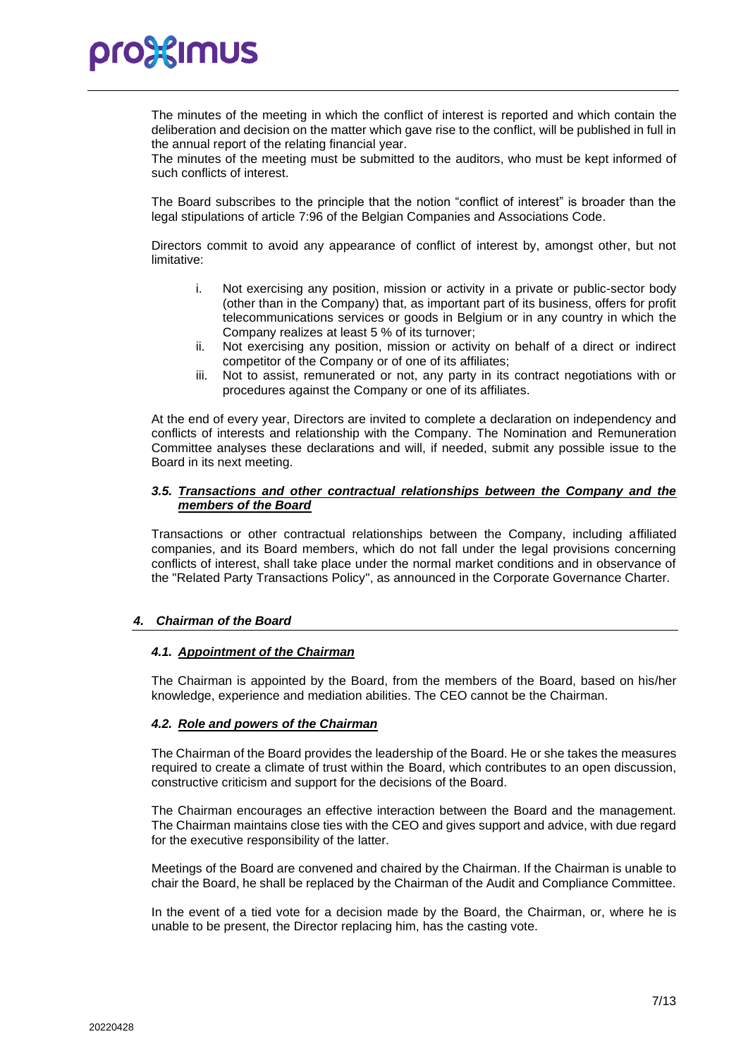The minutes of the meeting in which the conflict of interest is reported and which contain the deliberation and decision on the matter which gave rise to the conflict, will be published in full in the annual report of the relating financial year.
The minutes of the meeting must be submitted to the auditors, who must be kept informed of such conflicts of interest.

The Board subscribes to the principle that the notion "conflict of interest" is broader than the legal stipulations of article 7:96 of the Belgian Companies and Associations Code.

Directors commit to avoid any appearance of conflict of interest by, amongst other, but not limitative:

i. Not exercising any position, mission or activity in a private or public-sector body (other than in the Company) that, as important part of its business, offers for profit telecommunications services or goods in Belgium or in any country in which the Company realizes at least 5 % of its turnover;
ii. Not exercising any position, mission or activity on behalf of a direct or indirect competitor of the Company or of one of its affiliates;
iii. Not to assist, remunerated or not, any party in its contract negotiations with or procedures against the Company or one of its affiliates.

At the end of every year, Directors are invited to complete a declaration on independency and conflicts of interests and relationship with the Company. The Nomination and Remuneration Committee analyses these declarations and will, if needed, submit any possible issue to the Board in its next meeting.

### *3.5. Transactions and other contractual relationships between the Company and the members of the Board*

Transactions or other contractual relationships between the Company, including affiliated companies, and its Board members, which do not fall under the legal provisions concerning conflicts of interest, shall take place under the normal market conditions and in observance of the "Related Party Transactions Policy", as announced in the Corporate Governance Charter.

## *4. Chairman of the Board*

### *4.1. Appointment of the Chairman*

The Chairman is appointed by the Board, from the members of the Board, based on his/her knowledge, experience and mediation abilities. The CEO cannot be the Chairman.

### *4.2. Role and powers of the Chairman*

The Chairman of the Board provides the leadership of the Board. He or she takes the measures required to create a climate of trust within the Board, which contributes to an open discussion, constructive criticism and support for the decisions of the Board.

The Chairman encourages an effective interaction between the Board and the management. The Chairman maintains close ties with the CEO and gives support and advice, with due regard for the executive responsibility of the latter.

Meetings of the Board are convened and chaired by the Chairman. If the Chairman is unable to chair the Board, he shall be replaced by the Chairman of the Audit and Compliance Committee.

In the event of a tied vote for a decision made by the Board, the Chairman, or, where he is unable to be present, the Director replacing him, has the casting vote.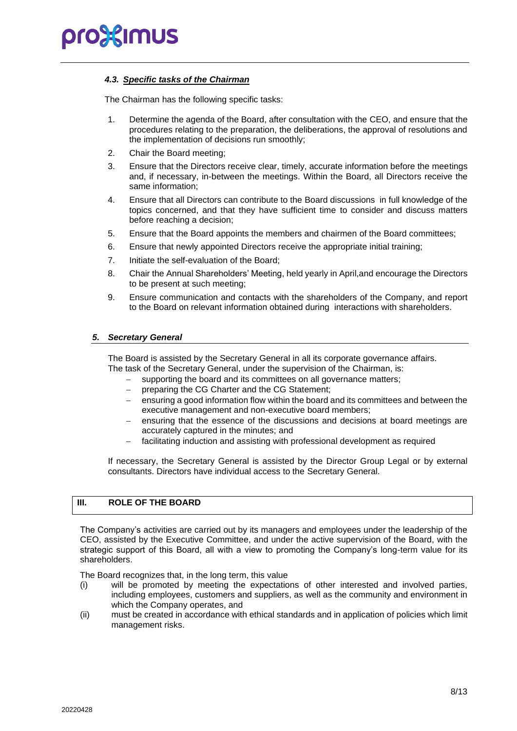#### *4.3. Specific tasks of the Chairman*

The Chairman has the following specific tasks:

1. Determine the agenda of the Board, after consultation with the CEO, and ensure that the procedures relating to the preparation, the deliberations, the approval of resolutions and the implementation of decisions run smoothly;
2. Chair the Board meeting;
3. Ensure that the Directors receive clear, timely, accurate information before the meetings and, if necessary, in-between the meetings. Within the Board, all Directors receive the same information;
4. Ensure that all Directors can contribute to the Board discussions in full knowledge of the topics concerned, and that they have sufficient time to consider and discuss matters before reaching a decision;
5. Ensure that the Board appoints the members and chairmen of the Board committees;
6. Ensure that newly appointed Directors receive the appropriate initial training;
7. Initiate the self-evaluation of the Board;
8. Chair the Annual Shareholders' Meeting, held yearly in April,and encourage the Directors to be present at such meeting;
9. Ensure communication and contacts with the shareholders of the Company, and report to the Board on relevant information obtained during interactions with shareholders.

### *5. Secretary General*

The Board is assisted by the Secretary General in all its corporate governance affairs.
The task of the Secretary General, under the supervision of the Chairman, is:

- supporting the board and its committees on all governance matters;
- preparing the CG Charter and the CG Statement;
- ensuring a good information flow within the board and its committees and between the executive management and non-executive board members;
- ensuring that the essence of the discussions and decisions at board meetings are accurately captured in the minutes; and
- facilitating induction and assisting with professional development as required

If necessary, the Secretary General is assisted by the Director Group Legal or by external consultants. Directors have individual access to the Secretary General.

## III. ROLE OF THE BOARD

The Company's activities are carried out by its managers and employees under the leadership of the CEO, assisted by the Executive Committee, and under the active supervision of the Board, with the strategic support of this Board, all with a view to promoting the Company's long-term value for its shareholders.

The Board recognizes that, in the long term, this value

(i) will be promoted by meeting the expectations of other interested and involved parties, including employees, customers and suppliers, as well as the community and environment in which the Company operates, and

(ii) must be created in accordance with ethical standards and in application of policies which limit management risks.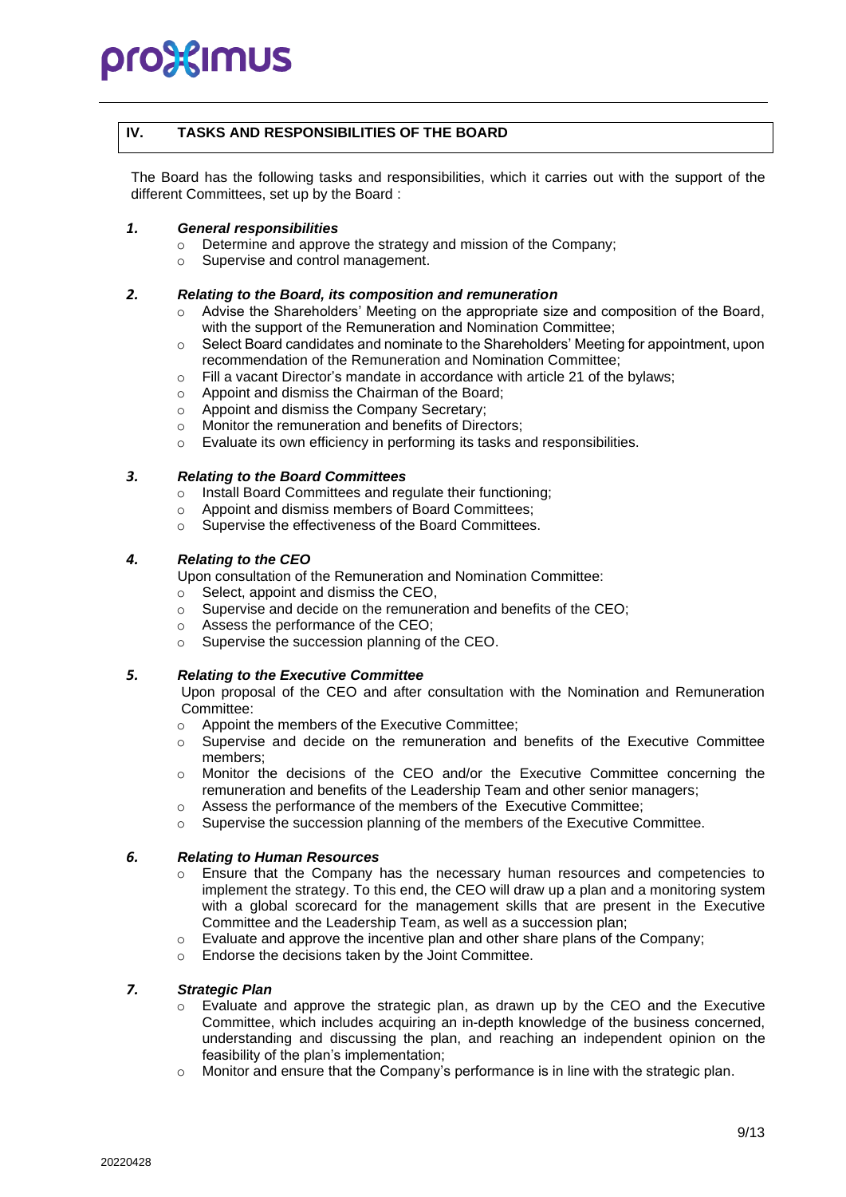## IV. TASKS AND RESPONSIBILITIES OF THE BOARD

The Board has the following tasks and responsibilities, which it carries out with the support of the different Committees, set up by the Board :

### *1. General responsibilities*

- Determine and approve the strategy and mission of the Company;
- Supervise and control management.

### *2. Relating to the Board, its composition and remuneration*

- Advise the Shareholders' Meeting on the appropriate size and composition of the Board, with the support of the Remuneration and Nomination Committee;
- Select Board candidates and nominate to the Shareholders' Meeting for appointment, upon recommendation of the Remuneration and Nomination Committee;
- Fill a vacant Director's mandate in accordance with article 21 of the bylaws;
- Appoint and dismiss the Chairman of the Board;
- Appoint and dismiss the Company Secretary;
- Monitor the remuneration and benefits of Directors;
- Evaluate its own efficiency in performing its tasks and responsibilities.

### *3. Relating to the Board Committees*

- Install Board Committees and regulate their functioning;
- Appoint and dismiss members of Board Committees;
- Supervise the effectiveness of the Board Committees.

### *4. Relating to the CEO*

Upon consultation of the Remuneration and Nomination Committee:

- Select, appoint and dismiss the CEO,
- Supervise and decide on the remuneration and benefits of the CEO;
- Assess the performance of the CEO;
- Supervise the succession planning of the CEO.

### *5. Relating to the Executive Committee*

Upon proposal of the CEO and after consultation with the Nomination and Remuneration Committee:

- Appoint the members of the Executive Committee;
- Supervise and decide on the remuneration and benefits of the Executive Committee members;
- Monitor the decisions of the CEO and/or the Executive Committee concerning the remuneration and benefits of the Leadership Team and other senior managers;
- Assess the performance of the members of the Executive Committee;
- Supervise the succession planning of the members of the Executive Committee.

### *6. Relating to Human Resources*

- Ensure that the Company has the necessary human resources and competencies to implement the strategy. To this end, the CEO will draw up a plan and a monitoring system with a global scorecard for the management skills that are present in the Executive Committee and the Leadership Team, as well as a succession plan;
- Evaluate and approve the incentive plan and other share plans of the Company;
- Endorse the decisions taken by the Joint Committee.

### *7. Strategic Plan*

- Evaluate and approve the strategic plan, as drawn up by the CEO and the Executive Committee, which includes acquiring an in-depth knowledge of the business concerned, understanding and discussing the plan, and reaching an independent opinion on the feasibility of the plan's implementation;
- Monitor and ensure that the Company's performance is in line with the strategic plan.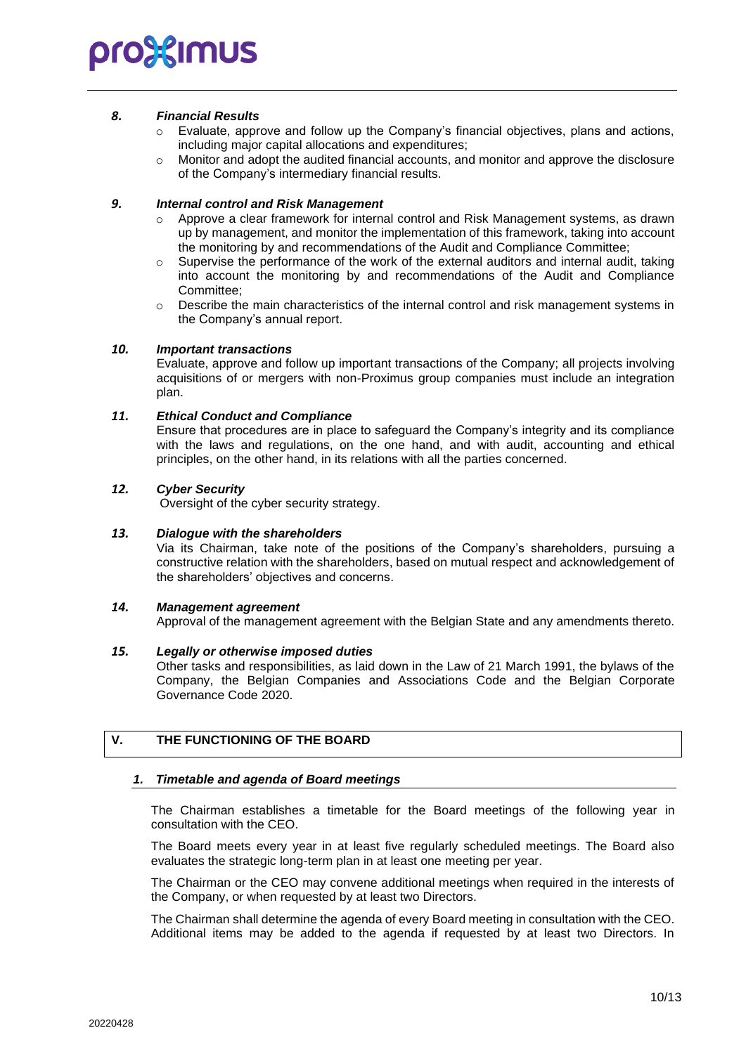### *8. Financial Results*

- Evaluate, approve and follow up the Company's financial objectives, plans and actions, including major capital allocations and expenditures;
- Monitor and adopt the audited financial accounts, and monitor and approve the disclosure of the Company's intermediary financial results.

### *9. Internal control and Risk Management*

- Approve a clear framework for internal control and Risk Management systems, as drawn up by management, and monitor the implementation of this framework, taking into account the monitoring by and recommendations of the Audit and Compliance Committee;
- Supervise the performance of the work of the external auditors and internal audit, taking into account the monitoring by and recommendations of the Audit and Compliance Committee;
- Describe the main characteristics of the internal control and risk management systems in the Company's annual report.

### *10. Important transactions*

Evaluate, approve and follow up important transactions of the Company; all projects involving acquisitions of or mergers with non-Proximus group companies must include an integration plan.

### *11. Ethical Conduct and Compliance*

Ensure that procedures are in place to safeguard the Company's integrity and its compliance with the laws and regulations, on the one hand, and with audit, accounting and ethical principles, on the other hand, in its relations with all the parties concerned.

### *12. Cyber Security*

Oversight of the cyber security strategy.

### *13. Dialogue with the shareholders*

Via its Chairman, take note of the positions of the Company's shareholders, pursuing a constructive relation with the shareholders, based on mutual respect and acknowledgement of the shareholders' objectives and concerns.

### *14. Management agreement*

Approval of the management agreement with the Belgian State and any amendments thereto.

### *15. Legally or otherwise imposed duties*

Other tasks and responsibilities, as laid down in the Law of 21 March 1991, the bylaws of the Company, the Belgian Companies and Associations Code and the Belgian Corporate Governance Code 2020.

## V. THE FUNCTIONING OF THE BOARD

### *1. Timetable and agenda of Board meetings*

The Chairman establishes a timetable for the Board meetings of the following year in consultation with the CEO.

The Board meets every year in at least five regularly scheduled meetings. The Board also evaluates the strategic long-term plan in at least one meeting per year.

The Chairman or the CEO may convene additional meetings when required in the interests of the Company, or when requested by at least two Directors.

The Chairman shall determine the agenda of every Board meeting in consultation with the CEO. Additional items may be added to the agenda if requested by at least two Directors. In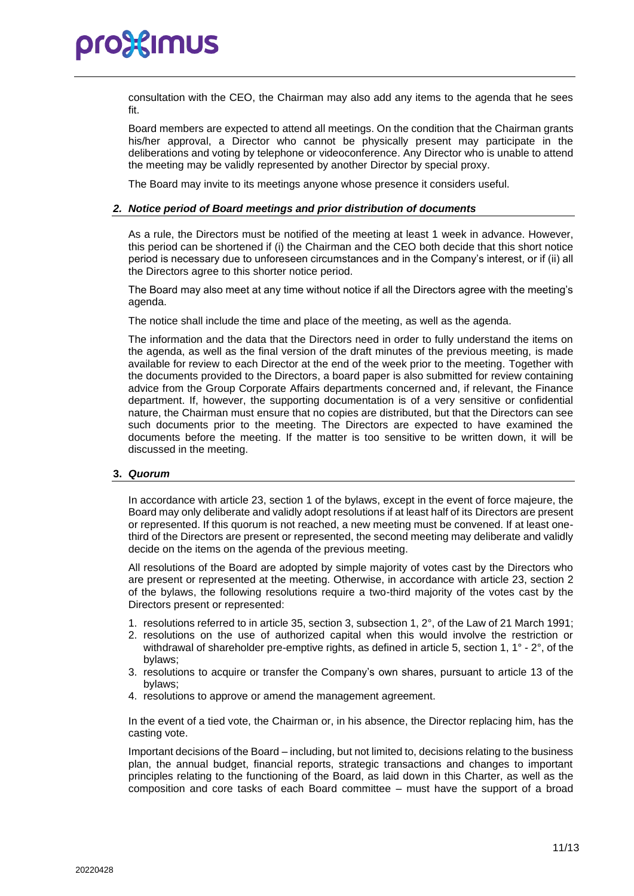consultation with the CEO, the Chairman may also add any items to the agenda that he sees fit.

Board members are expected to attend all meetings. On the condition that the Chairman grants his/her approval, a Director who cannot be physically present may participate in the deliberations and voting by telephone or videoconference. Any Director who is unable to attend the meeting may be validly represented by another Director by special proxy.

The Board may invite to its meetings anyone whose presence it considers useful.

### *2. Notice period of Board meetings and prior distribution of documents*

As a rule, the Directors must be notified of the meeting at least 1 week in advance. However, this period can be shortened if (i) the Chairman and the CEO both decide that this short notice period is necessary due to unforeseen circumstances and in the Company's interest, or if (ii) all the Directors agree to this shorter notice period.

The Board may also meet at any time without notice if all the Directors agree with the meeting's agenda.

The notice shall include the time and place of the meeting, as well as the agenda.

The information and the data that the Directors need in order to fully understand the items on the agenda, as well as the final version of the draft minutes of the previous meeting, is made available for review to each Director at the end of the week prior to the meeting. Together with the documents provided to the Directors, a board paper is also submitted for review containing advice from the Group Corporate Affairs departments concerned and, if relevant, the Finance department. If, however, the supporting documentation is of a very sensitive or confidential nature, the Chairman must ensure that no copies are distributed, but that the Directors can see such documents prior to the meeting. The Directors are expected to have examined the documents before the meeting. If the matter is too sensitive to be written down, it will be discussed in the meeting.

### **3.** ***Quorum***

In accordance with article 23, section 1 of the bylaws, except in the event of force majeure, the Board may only deliberate and validly adopt resolutions if at least half of its Directors are present or represented. If this quorum is not reached, a new meeting must be convened. If at least one-third of the Directors are present or represented, the second meeting may deliberate and validly decide on the items on the agenda of the previous meeting.

All resolutions of the Board are adopted by simple majority of votes cast by the Directors who are present or represented at the meeting. Otherwise, in accordance with article 23, section 2 of the bylaws, the following resolutions require a two-third majority of the votes cast by the Directors present or represented:

1. resolutions referred to in article 35, section 3, subsection 1, 2°, of the Law of 21 March 1991;
2. resolutions on the use of authorized capital when this would involve the restriction or withdrawal of shareholder pre-emptive rights, as defined in article 5, section 1, 1° - 2°, of the bylaws;
3. resolutions to acquire or transfer the Company's own shares, pursuant to article 13 of the bylaws;
4. resolutions to approve or amend the management agreement.

In the event of a tied vote, the Chairman or, in his absence, the Director replacing him, has the casting vote.

Important decisions of the Board – including, but not limited to, decisions relating to the business plan, the annual budget, financial reports, strategic transactions and changes to important principles relating to the functioning of the Board, as laid down in this Charter, as well as the composition and core tasks of each Board committee – must have the support of a broad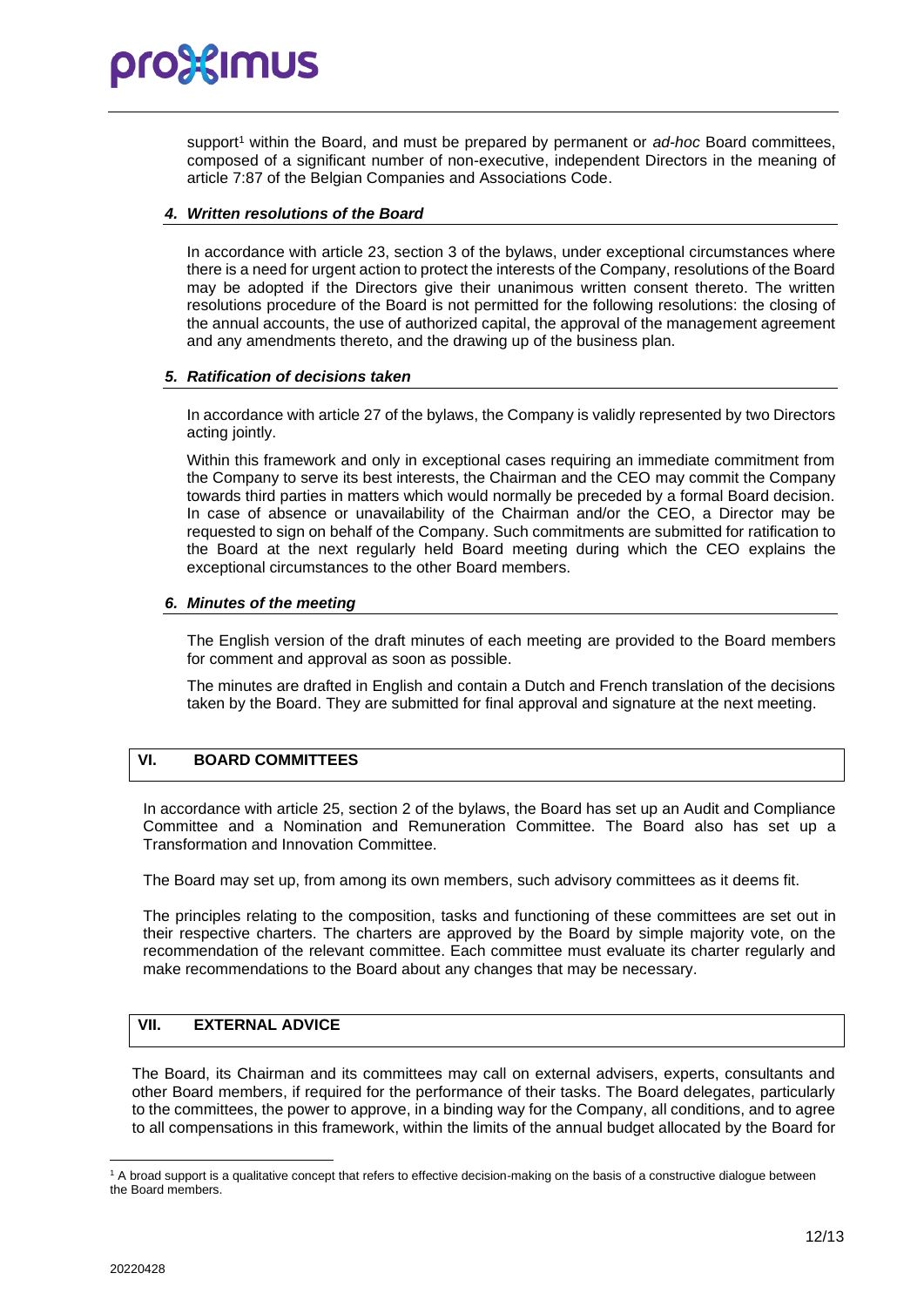support[1] within the Board, and must be prepared by permanent or *ad-hoc* Board committees, composed of a significant number of non-executive, independent Directors in the meaning of article 7:87 of the Belgian Companies and Associations Code.

#### *4. Written resolutions of the Board*

In accordance with article 23, section 3 of the bylaws, under exceptional circumstances where there is a need for urgent action to protect the interests of the Company, resolutions of the Board may be adopted if the Directors give their unanimous written consent thereto. The written resolutions procedure of the Board is not permitted for the following resolutions: the closing of the annual accounts, the use of authorized capital, the approval of the management agreement and any amendments thereto, and the drawing up of the business plan.

#### *5. Ratification of decisions taken*

In accordance with article 27 of the bylaws, the Company is validly represented by two Directors acting jointly.

Within this framework and only in exceptional cases requiring an immediate commitment from the Company to serve its best interests, the Chairman and the CEO may commit the Company towards third parties in matters which would normally be preceded by a formal Board decision. In case of absence or unavailability of the Chairman and/or the CEO, a Director may be requested to sign on behalf of the Company. Such commitments are submitted for ratification to the Board at the next regularly held Board meeting during which the CEO explains the exceptional circumstances to the other Board members.

#### *6. Minutes of the meeting*

The English version of the draft minutes of each meeting are provided to the Board members for comment and approval as soon as possible.

The minutes are drafted in English and contain a Dutch and French translation of the decisions taken by the Board. They are submitted for final approval and signature at the next meeting.

## VI. BOARD COMMITTEES

In accordance with article 25, section 2 of the bylaws, the Board has set up an Audit and Compliance Committee and a Nomination and Remuneration Committee. The Board also has set up a Transformation and Innovation Committee.

The Board may set up, from among its own members, such advisory committees as it deems fit.

The principles relating to the composition, tasks and functioning of these committees are set out in their respective charters. The charters are approved by the Board by simple majority vote, on the recommendation of the relevant committee. Each committee must evaluate its charter regularly and make recommendations to the Board about any changes that may be necessary.

## VII. EXTERNAL ADVICE

The Board, its Chairman and its committees may call on external advisers, experts, consultants and other Board members, if required for the performance of their tasks. The Board delegates, particularly to the committees, the power to approve, in a binding way for the Company, all conditions, and to agree to all compensations in this framework, within the limits of the annual budget allocated by the Board for

---

[1] A broad support is a qualitative concept that refers to effective decision-making on the basis of a constructive dialogue between the Board members.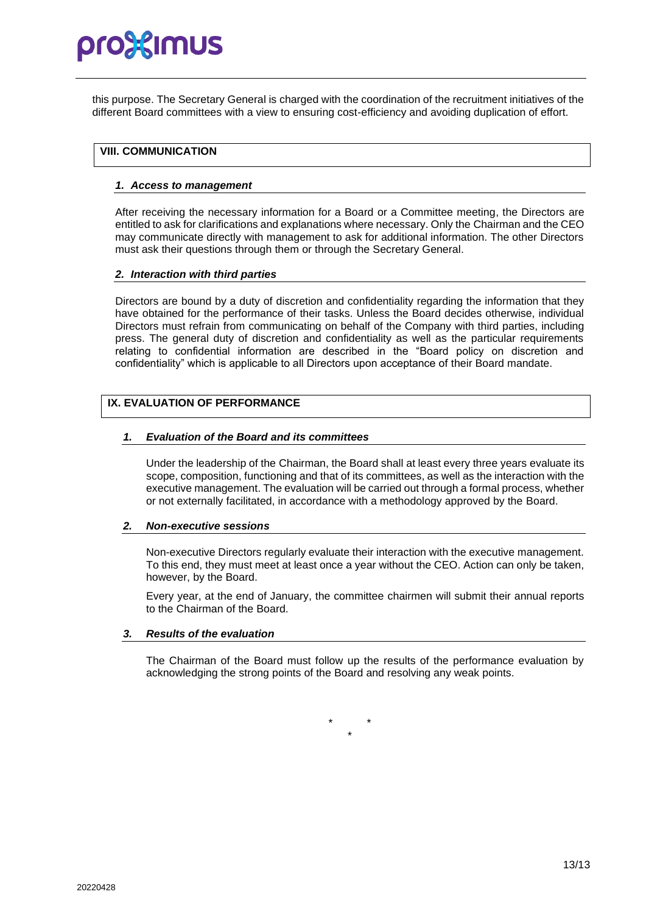this purpose. The Secretary General is charged with the coordination of the recruitment initiatives of the different Board committees with a view to ensuring cost-efficiency and avoiding duplication of effort.

## VIII. COMMUNICATION

### *1. Access to management*

After receiving the necessary information for a Board or a Committee meeting, the Directors are entitled to ask for clarifications and explanations where necessary. Only the Chairman and the CEO may communicate directly with management to ask for additional information. The other Directors must ask their questions through them or through the Secretary General.

### *2. Interaction with third parties*

Directors are bound by a duty of discretion and confidentiality regarding the information that they have obtained for the performance of their tasks. Unless the Board decides otherwise, individual Directors must refrain from communicating on behalf of the Company with third parties, including press. The general duty of discretion and confidentiality as well as the particular requirements relating to confidential information are described in the "Board policy on discretion and confidentiality" which is applicable to all Directors upon acceptance of their Board mandate.

## IX. EVALUATION OF PERFORMANCE

### *1. Evaluation of the Board and its committees*

Under the leadership of the Chairman, the Board shall at least every three years evaluate its scope, composition, functioning and that of its committees, as well as the interaction with the executive management. The evaluation will be carried out through a formal process, whether or not externally facilitated, in accordance with a methodology approved by the Board.

### *2. Non-executive sessions*

Non-executive Directors regularly evaluate their interaction with the executive management. To this end, they must meet at least once a year without the CEO. Action can only be taken, however, by the Board.

Every year, at the end of January, the committee chairmen will submit their annual reports to the Chairman of the Board.

### *3. Results of the evaluation*

The Chairman of the Board must follow up the results of the performance evaluation by acknowledging the strong points of the Board and resolving any weak points.

\* \*
\*